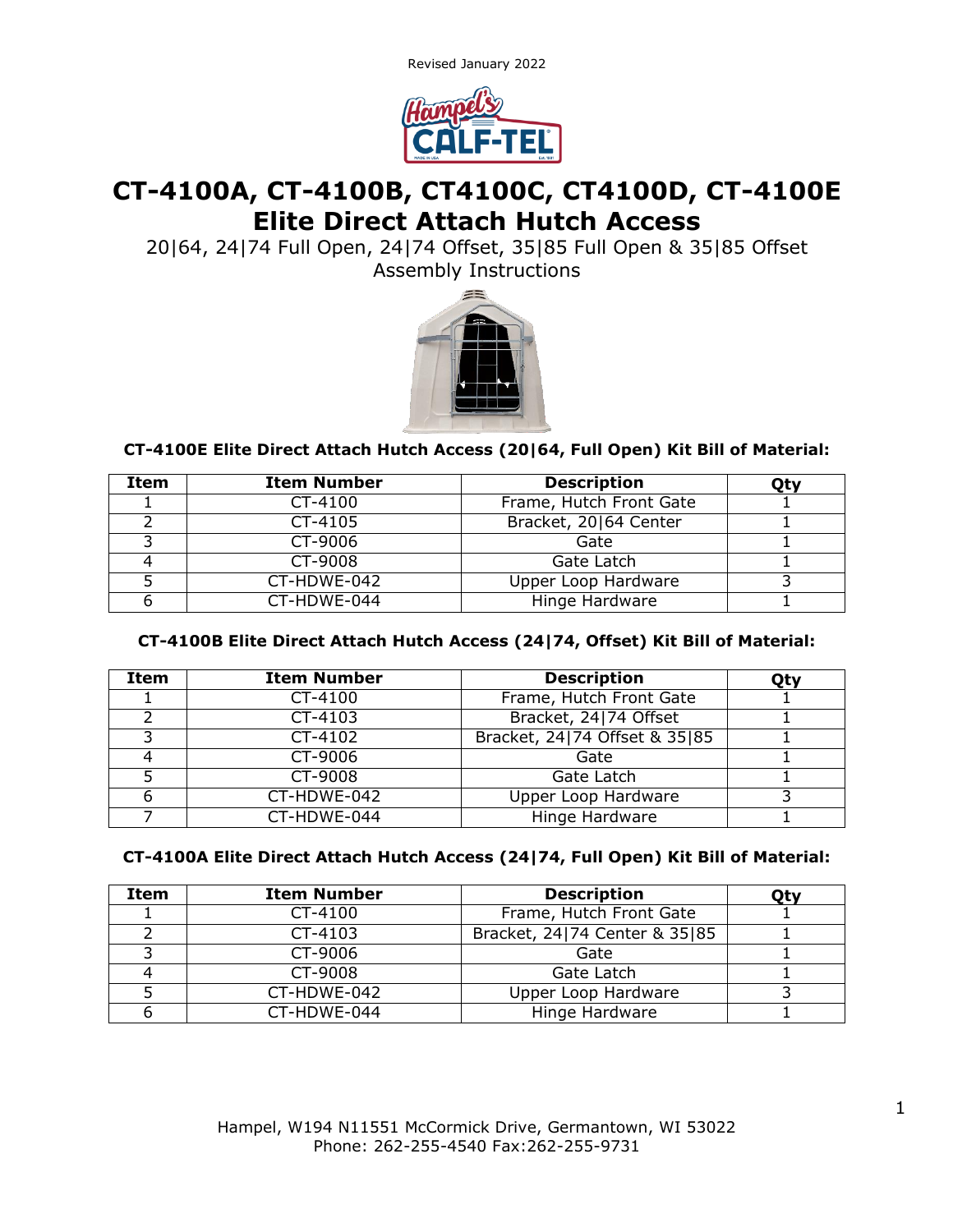Revised January 2022

# CT-4100A, CT-4100B, CT4100C, CT4100D, CT-4100E Elite Direct Attach Hutch Access

20|64, 24|74 Full Open, 24|74 Offset, 35|85 Full Open & 35|85 Offset
Assembly Instructions

**CT-4100E Elite Direct Attach Hutch Access (20|64, Full Open) Kit Bill of Material:**

| Item | Item Number | Description | Qty |
|---|---|---|---|
| 1 | CT-4100 | Frame, Hutch Front Gate | 1 |
| 2 | CT-4105 | Bracket, 20|64 Center | 1 |
| 3 | CT-9006 | Gate | 1 |
| 4 | CT-9008 | Gate Latch | 1 |
| 5 | CT-HDWE-042 | Upper Loop Hardware | 3 |
| 6 | CT-HDWE-044 | Hinge Hardware | 1 |

**CT-4100B Elite Direct Attach Hutch Access (24|74, Offset) Kit Bill of Material:**

| Item | Item Number | Description | Qty |
|---|---|---|---|
| 1 | CT-4100 | Frame, Hutch Front Gate | 1 |
| 2 | CT-4103 | Bracket, 24|74 Offset | 1 |
| 3 | CT-4102 | Bracket, 24|74 Offset & 35|85 | 1 |
| 4 | CT-9006 | Gate | 1 |
| 5 | CT-9008 | Gate Latch | 1 |
| 6 | CT-HDWE-042 | Upper Loop Hardware | 3 |
| 7 | CT-HDWE-044 | Hinge Hardware | 1 |

**CT-4100A Elite Direct Attach Hutch Access (24|74, Full Open) Kit Bill of Material:**

| Item | Item Number | Description | Qty |
|---|---|---|---|
| 1 | CT-4100 | Frame, Hutch Front Gate | 1 |
| 2 | CT-4103 | Bracket, 24|74 Center & 35|85 | 1 |
| 3 | CT-9006 | Gate | 1 |
| 4 | CT-9008 | Gate Latch | 1 |
| 5 | CT-HDWE-042 | Upper Loop Hardware | 3 |
| 6 | CT-HDWE-044 | Hinge Hardware | 1 |

Hampel, W194 N11551 McCormick Drive, Germantown, WI 53022
Phone: 262-255-4540 Fax:262-255-9731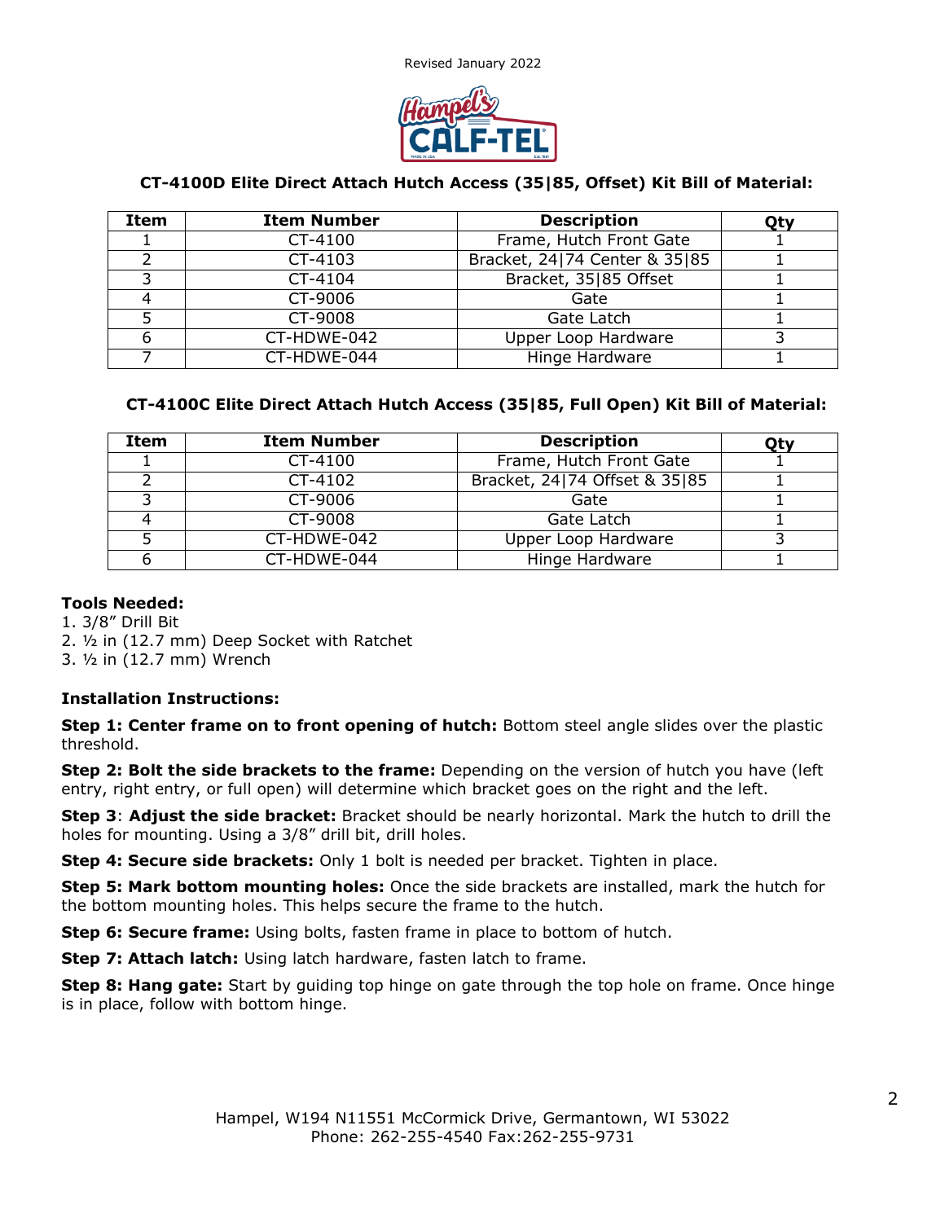Revised January 2022

### CT-4100D Elite Direct Attach Hutch Access (35|85, Offset) Kit Bill of Material:

| Item | Item Number | Description | Qty |
| --- | --- | --- | --- |
| 1 | CT-4100 | Frame, Hutch Front Gate | 1 |
| 2 | CT-4103 | Bracket, 24|74 Center & 35|85 | 1 |
| 3 | CT-4104 | Bracket, 35|85 Offset | 1 |
| 4 | CT-9006 | Gate | 1 |
| 5 | CT-9008 | Gate Latch | 1 |
| 6 | CT-HDWE-042 | Upper Loop Hardware | 3 |
| 7 | CT-HDWE-044 | Hinge Hardware | 1 |

### CT-4100C Elite Direct Attach Hutch Access (35|85, Full Open) Kit Bill of Material:

| Item | Item Number | Description | Qty |
| --- | --- | --- | --- |
| 1 | CT-4100 | Frame, Hutch Front Gate | 1 |
| 2 | CT-4102 | Bracket, 24|74 Offset & 35|85 | 1 |
| 3 | CT-9006 | Gate | 1 |
| 4 | CT-9008 | Gate Latch | 1 |
| 5 | CT-HDWE-042 | Upper Loop Hardware | 3 |
| 6 | CT-HDWE-044 | Hinge Hardware | 1 |

**Tools Needed:**

1. 3/8" Drill Bit
2. ½ in (12.7 mm) Deep Socket with Ratchet
3. ½ in (12.7 mm) Wrench

**Installation Instructions:**

**Step 1: Center frame on to front opening of hutch:** Bottom steel angle slides over the plastic threshold.

**Step 2: Bolt the side brackets to the frame:** Depending on the version of hutch you have (left entry, right entry, or full open) will determine which bracket goes on the right and the left.

**Step 3**: **Adjust the side bracket:** Bracket should be nearly horizontal. Mark the hutch to drill the holes for mounting. Using a 3/8" drill bit, drill holes.

**Step 4: Secure side brackets:** Only 1 bolt is needed per bracket. Tighten in place.

**Step 5: Mark bottom mounting holes:** Once the side brackets are installed, mark the hutch for the bottom mounting holes. This helps secure the frame to the hutch.

**Step 6: Secure frame:** Using bolts, fasten frame in place to bottom of hutch.

**Step 7: Attach latch:** Using latch hardware, fasten latch to frame.

**Step 8: Hang gate:** Start by guiding top hinge on gate through the top hole on frame. Once hinge is in place, follow with bottom hinge.

Hampel, W194 N11551 McCormick Drive, Germantown, WI 53022
Phone: 262-255-4540 Fax:262-255-9731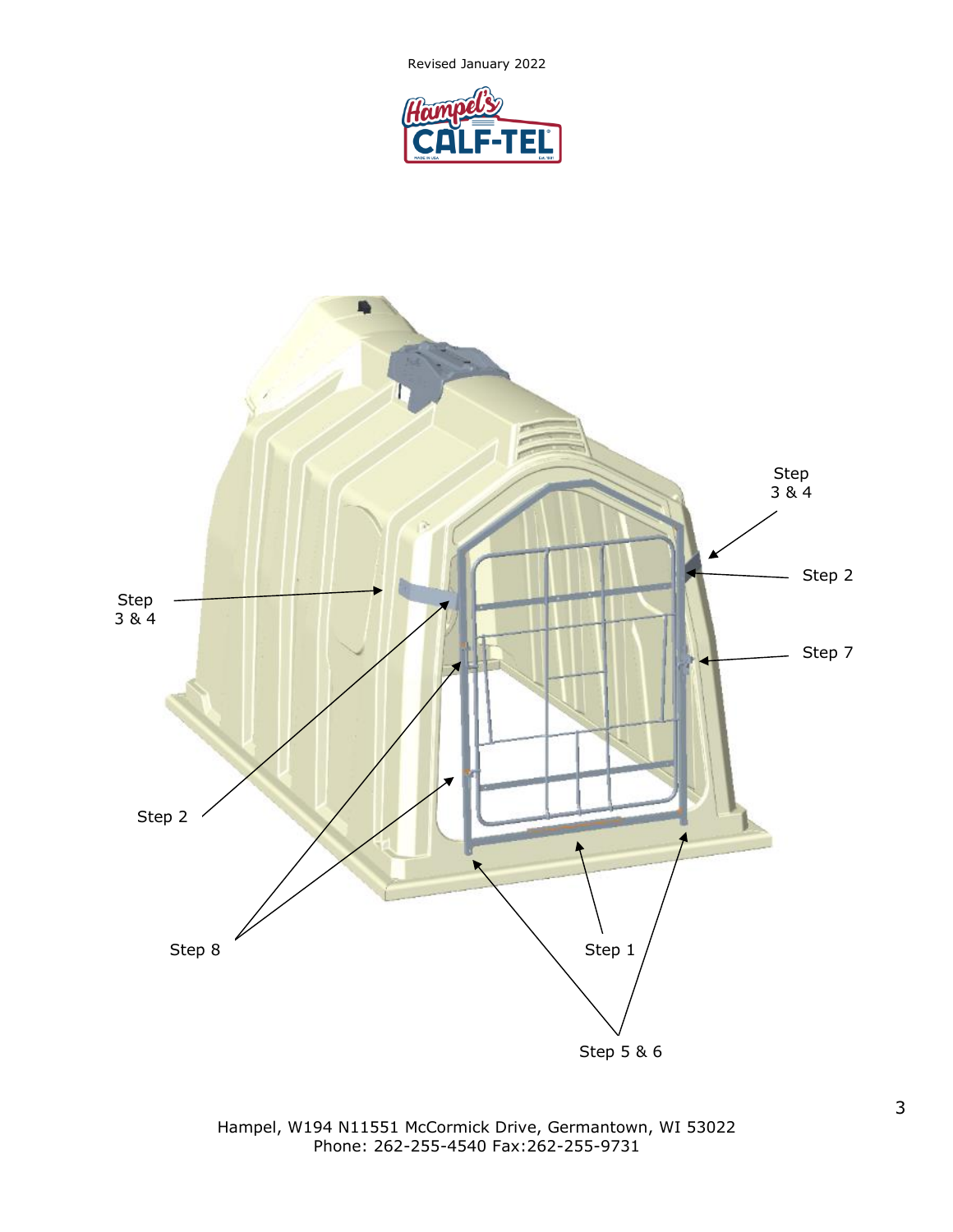Revised January 2022

Step 3 & 4

Step 2

Step 7

Step 3 & 4

Step 2

Step 8

Step 1

Step 5 & 6

Hampel, W194 N11551 McCormick Drive, Germantown, WI 53022
Phone: 262-255-4540 Fax:262-255-9731